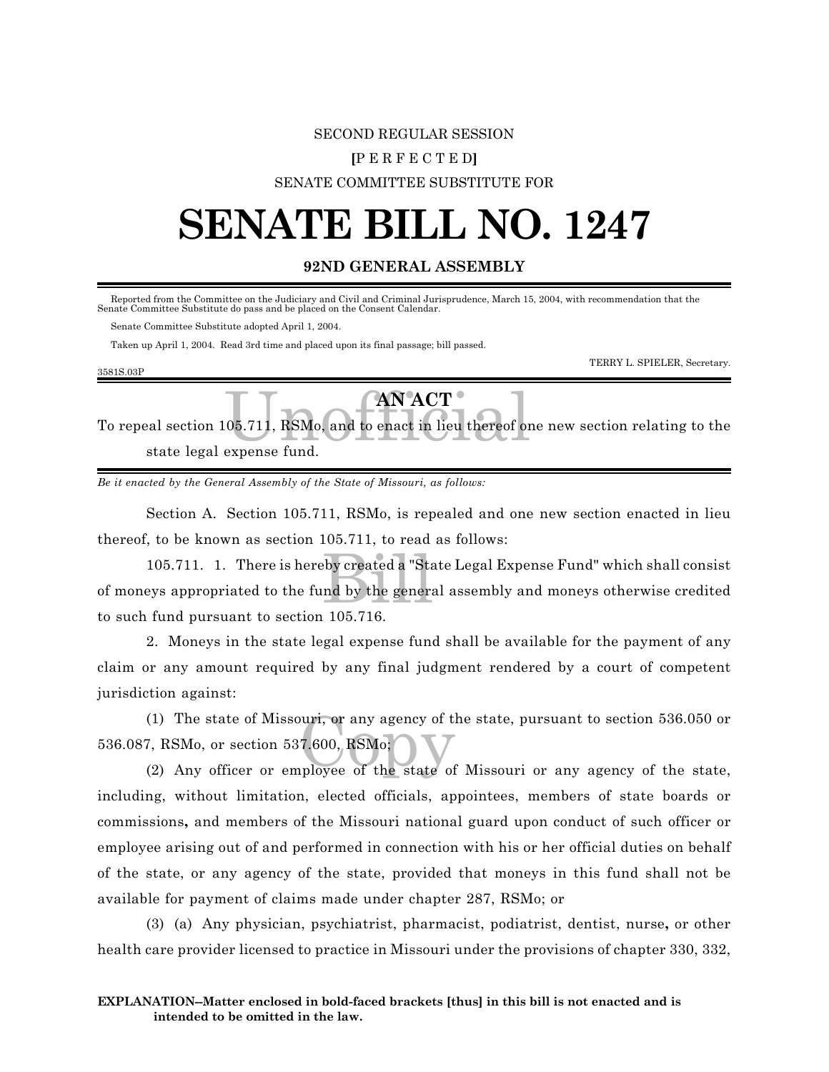SECOND REGULAR SESSION

**[**P E R F E C T E D**]**

SENATE COMMITTEE SUBSTITUTE FOR

# SENATE BILL NO. 1247

**92ND GENERAL ASSEMBLY**

Reported from the Committee on the Judiciary and Civil and Criminal Jurisprudence, March 15, 2004, with recommendation that the Senate Committee Substitute do pass and be placed on the Consent Calendar.

Senate Committee Substitute adopted April 1, 2004.

Taken up April 1, 2004. Read 3rd time and placed upon its final passage; bill passed.

TERRY L. SPIELER, Secretary.

3581S.03P

**AN ACT**

To repeal section 105.711, RSMo, and to enact in lieu thereof one new section relating to the state legal expense fund.

*Be it enacted by the General Assembly of the State of Missouri, as follows:*

Section A. Section 105.711, RSMo, is repealed and one new section enacted in lieu thereof, to be known as section 105.711, to read as follows:

105.711. 1. There is hereby created a "State Legal Expense Fund" which shall consist of moneys appropriated to the fund by the general assembly and moneys otherwise credited to such fund pursuant to section 105.716.

2. Moneys in the state legal expense fund shall be available for the payment of any claim or any amount required by any final judgment rendered by a court of competent jurisdiction against:

(1) The state of Missouri, or any agency of the state, pursuant to section 536.050 or 536.087, RSMo, or section 537.600, RSMo;

(2) Any officer or employee of the state of Missouri or any agency of the state, including, without limitation, elected officials, appointees, members of state boards or commissions**,** and members of the Missouri national guard upon conduct of such officer or employee arising out of and performed in connection with his or her official duties on behalf of the state, or any agency of the state, provided that moneys in this fund shall not be available for payment of claims made under chapter 287, RSMo; or

(3) (a) Any physician, psychiatrist, pharmacist, podiatrist, dentist, nurse**,** or other health care provider licensed to practice in Missouri under the provisions of chapter 330, 332,

**EXPLANATION--Matter enclosed in bold-faced brackets [thus] in this bill is not enacted and is intended to be omitted in the law.**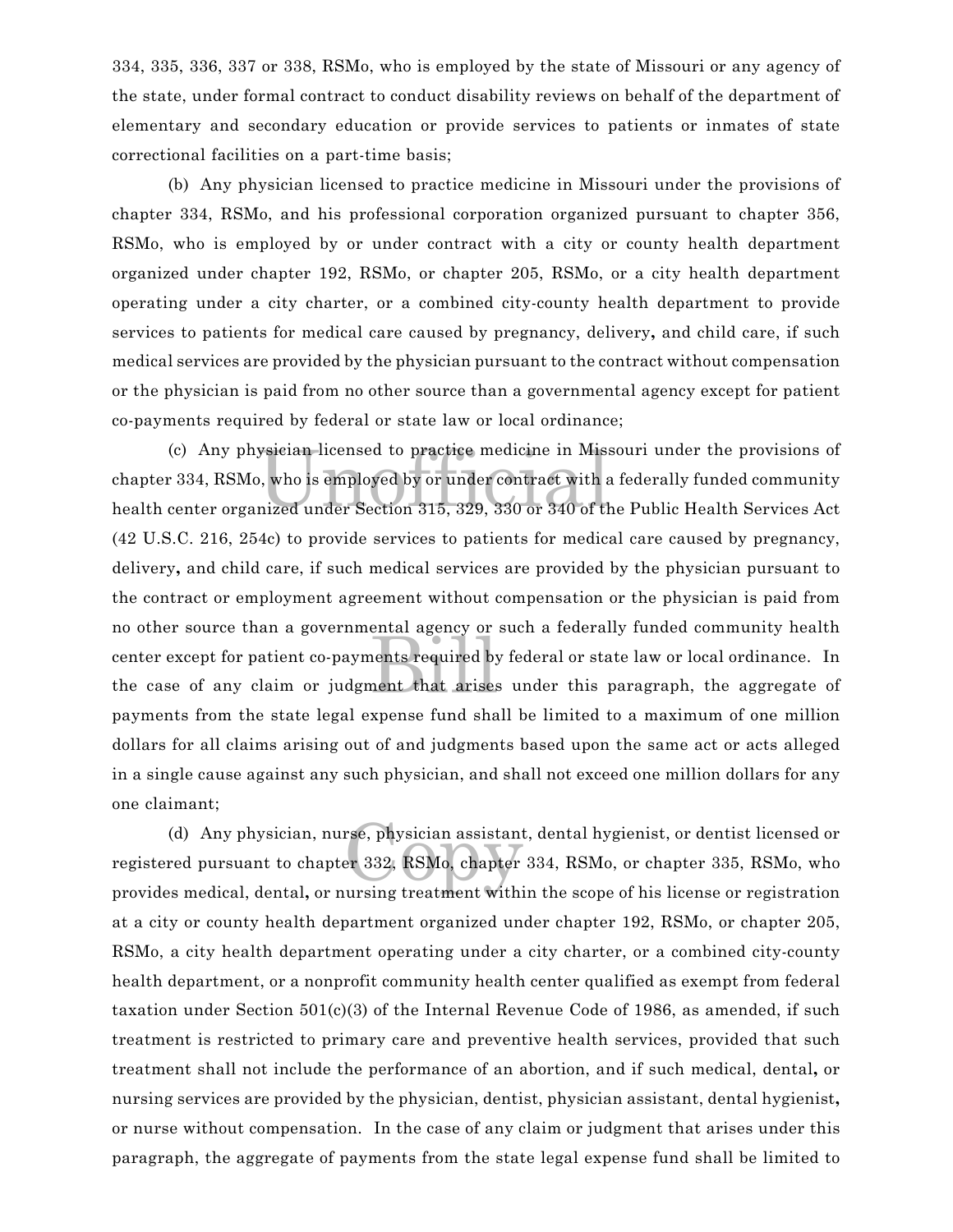334, 335, 336, 337 or 338, RSMo, who is employed by the state of Missouri or any agency of the state, under formal contract to conduct disability reviews on behalf of the department of elementary and secondary education or provide services to patients or inmates of state correctional facilities on a part-time basis;

(b) Any physician licensed to practice medicine in Missouri under the provisions of chapter 334, RSMo, and his professional corporation organized pursuant to chapter 356, RSMo, who is employed by or under contract with a city or county health department organized under chapter 192, RSMo, or chapter 205, RSMo, or a city health department operating under a city charter, or a combined city-county health department to provide services to patients for medical care caused by pregnancy, delivery**,** and child care, if such medical services are provided by the physician pursuant to the contract without compensation or the physician is paid from no other source than a governmental agency except for patient co-payments required by federal or state law or local ordinance;

(c) Any physician licensed to practice medicine in Missouri under the provisions of chapter 334, RSMo, who is employed by or under contract with a federally funded community health center organized under Section 315, 329, 330 or 340 of the Public Health Services Act (42 U.S.C. 216, 254c) to provide services to patients for medical care caused by pregnancy, delivery**,** and child care, if such medical services are provided by the physician pursuant to the contract or employment agreement without compensation or the physician is paid from no other source than a governmental agency or such a federally funded community health center except for patient co-payments required by federal or state law or local ordinance. In the case of any claim or judgment that arises under this paragraph, the aggregate of payments from the state legal expense fund shall be limited to a maximum of one million dollars for all claims arising out of and judgments based upon the same act or acts alleged in a single cause against any such physician, and shall not exceed one million dollars for any one claimant;

(d) Any physician, nurse, physician assistant, dental hygienist, or dentist licensed or registered pursuant to chapter 332, RSMo, chapter 334, RSMo, or chapter 335, RSMo, who provides medical, dental**,** or nursing treatment within the scope of his license or registration at a city or county health department organized under chapter 192, RSMo, or chapter 205, RSMo, a city health department operating under a city charter, or a combined city-county health department, or a nonprofit community health center qualified as exempt from federal taxation under Section 501(c)(3) of the Internal Revenue Code of 1986, as amended, if such treatment is restricted to primary care and preventive health services, provided that such treatment shall not include the performance of an abortion, and if such medical, dental**,** or nursing services are provided by the physician, dentist, physician assistant, dental hygienist**,** or nurse without compensation. In the case of any claim or judgment that arises under this paragraph, the aggregate of payments from the state legal expense fund shall be limited to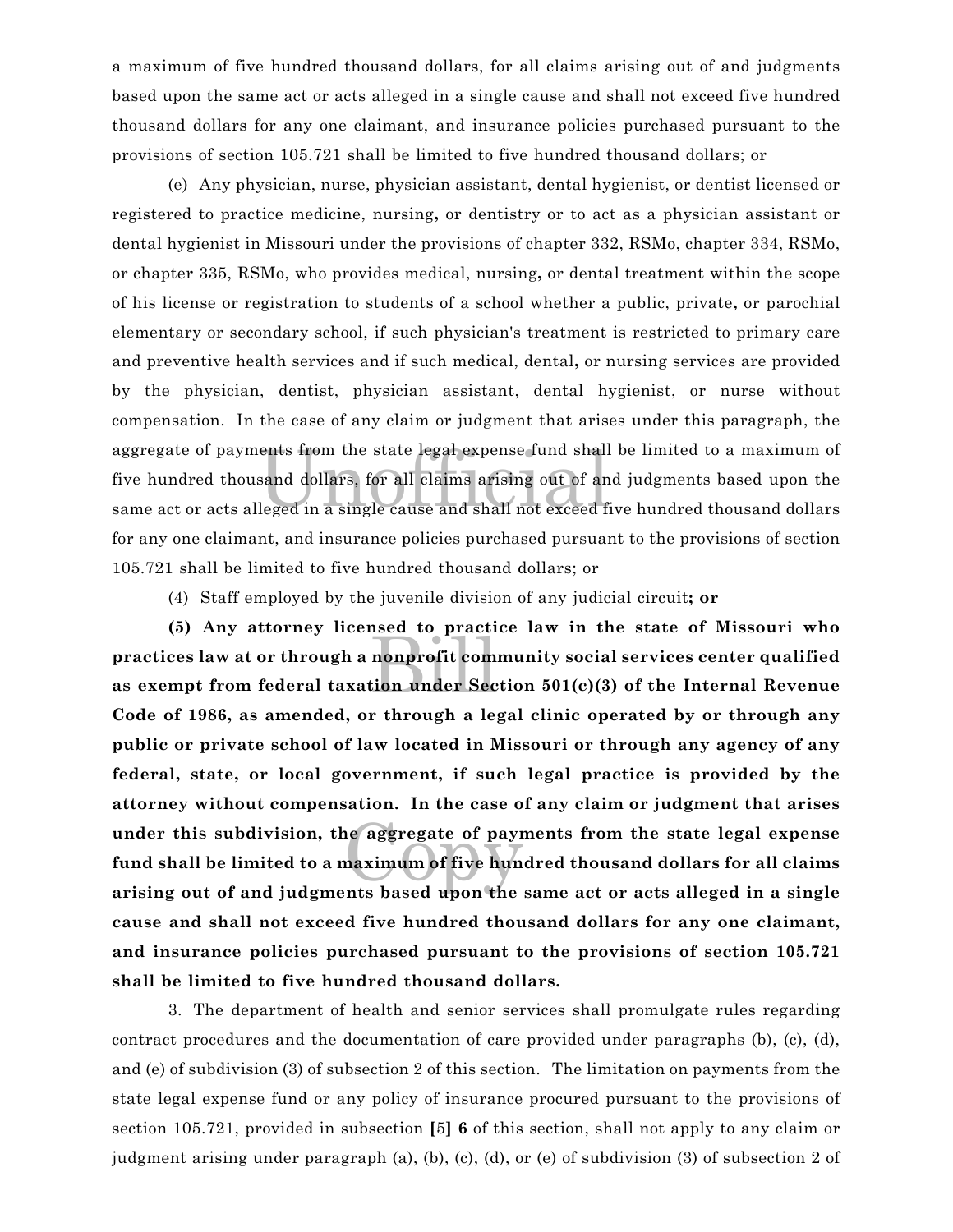a maximum of five hundred thousand dollars, for all claims arising out of and judgments based upon the same act or acts alleged in a single cause and shall not exceed five hundred thousand dollars for any one claimant, and insurance policies purchased pursuant to the provisions of section 105.721 shall be limited to five hundred thousand dollars; or

(e) Any physician, nurse, physician assistant, dental hygienist, or dentist licensed or registered to practice medicine, nursing**,** or dentistry or to act as a physician assistant or dental hygienist in Missouri under the provisions of chapter 332, RSMo, chapter 334, RSMo, or chapter 335, RSMo, who provides medical, nursing**,** or dental treatment within the scope of his license or registration to students of a school whether a public, private**,** or parochial elementary or secondary school, if such physician's treatment is restricted to primary care and preventive health services and if such medical, dental**,** or nursing services are provided by the physician, dentist, physician assistant, dental hygienist, or nurse without compensation. In the case of any claim or judgment that arises under this paragraph, the aggregate of payments from the state legal expense fund shall be limited to a maximum of five hundred thousand dollars, for all claims arising out of and judgments based upon the same act or acts alleged in a single cause and shall not exceed five hundred thousand dollars for any one claimant, and insurance policies purchased pursuant to the provisions of section 105.721 shall be limited to five hundred thousand dollars; or

(4) Staff employed by the juvenile division of any judicial circuit**; or**

**(5) Any attorney licensed to practice law in the state of Missouri who practices law at or through a nonprofit community social services center qualified as exempt from federal taxation under Section 501(c)(3) of the Internal Revenue Code of 1986, as amended, or through a legal clinic operated by or through any public or private school of law located in Missouri or through any agency of any federal, state, or local government, if such legal practice is provided by the attorney without compensation. In the case of any claim or judgment that arises under this subdivision, the aggregate of payments from the state legal expense fund shall be limited to a maximum of five hundred thousand dollars for all claims arising out of and judgments based upon the same act or acts alleged in a single cause and shall not exceed five hundred thousand dollars for any one claimant, and insurance policies purchased pursuant to the provisions of section 105.721 shall be limited to five hundred thousand dollars.**

3. The department of health and senior services shall promulgate rules regarding contract procedures and the documentation of care provided under paragraphs (b), (c), (d), and (e) of subdivision (3) of subsection 2 of this section. The limitation on payments from the state legal expense fund or any policy of insurance procured pursuant to the provisions of section 105.721, provided in subsection **[**5**] 6** of this section, shall not apply to any claim or judgment arising under paragraph (a), (b), (c), (d), or (e) of subdivision (3) of subsection 2 of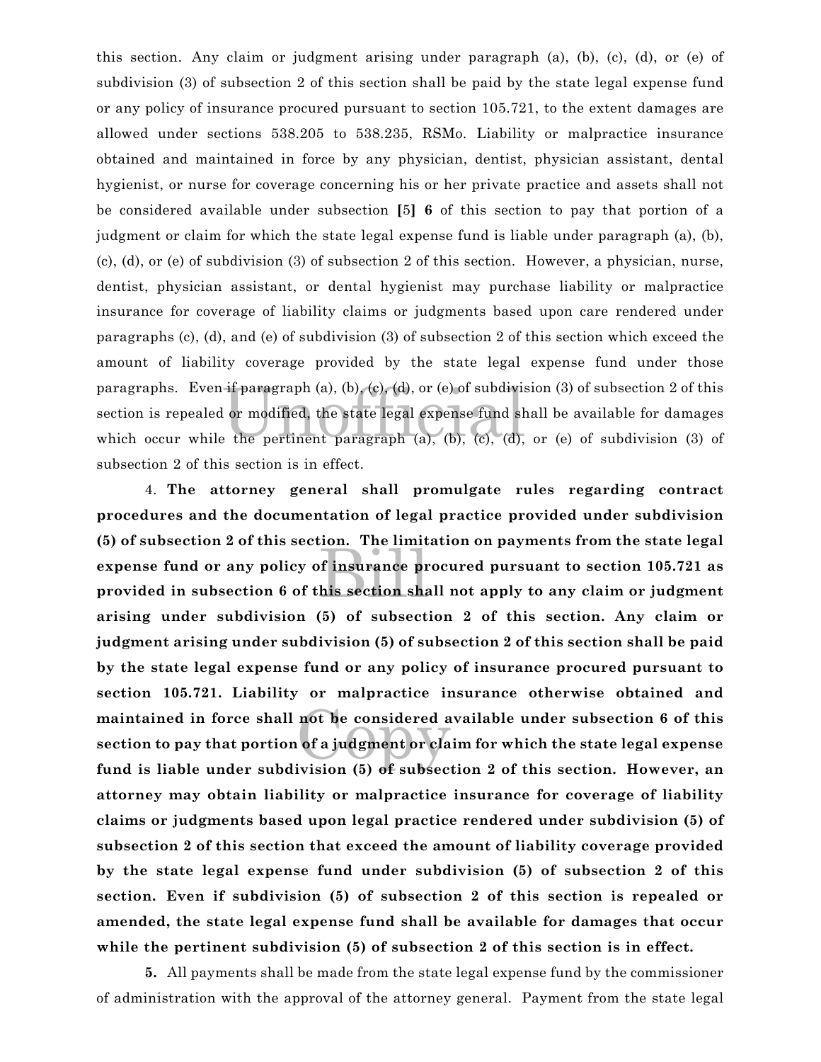this section. Any claim or judgment arising under paragraph (a), (b), (c), (d), or (e) of subdivision (3) of subsection 2 of this section shall be paid by the state legal expense fund or any policy of insurance procured pursuant to section 105.721, to the extent damages are allowed under sections 538.205 to 538.235, RSMo. Liability or malpractice insurance obtained and maintained in force by any physician, dentist, physician assistant, dental hygienist, or nurse for coverage concerning his or her private practice and assets shall not be considered available under subsection **[**5**] 6** of this section to pay that portion of a judgment or claim for which the state legal expense fund is liable under paragraph (a), (b), (c), (d), or (e) of subdivision (3) of subsection 2 of this section. However, a physician, nurse, dentist, physician assistant, or dental hygienist may purchase liability or malpractice insurance for coverage of liability claims or judgments based upon care rendered under paragraphs (c), (d), and (e) of subdivision (3) of subsection 2 of this section which exceed the amount of liability coverage provided by the state legal expense fund under those paragraphs. Even if paragraph (a), (b), (c), (d), or (e) of subdivision (3) of subsection 2 of this section is repealed or modified, the state legal expense fund shall be available for damages which occur while the pertinent paragraph (a), (b), (c), (d), or (e) of subdivision (3) of subsection 2 of this section is in effect.

4. **The attorney general shall promulgate rules regarding contract procedures and the documentation of legal practice provided under subdivision (5) of subsection 2 of this section. The limitation on payments from the state legal expense fund or any policy of insurance procured pursuant to section 105.721 as provided in subsection 6 of this section shall not apply to any claim or judgment arising under subdivision (5) of subsection 2 of this section. Any claim or judgment arising under subdivision (5) of subsection 2 of this section shall be paid by the state legal expense fund or any policy of insurance procured pursuant to section 105.721. Liability or malpractice insurance otherwise obtained and maintained in force shall not be considered available under subsection 6 of this section to pay that portion of a judgment or claim for which the state legal expense fund is liable under subdivision (5) of subsection 2 of this section. However, an attorney may obtain liability or malpractice insurance for coverage of liability claims or judgments based upon legal practice rendered under subdivision (5) of subsection 2 of this section that exceed the amount of liability coverage provided by the state legal expense fund under subdivision (5) of subsection 2 of this section. Even if subdivision (5) of subsection 2 of this section is repealed or amended, the state legal expense fund shall be available for damages that occur while the pertinent subdivision (5) of subsection 2 of this section is in effect.**

**5.** All payments shall be made from the state legal expense fund by the commissioner of administration with the approval of the attorney general. Payment from the state legal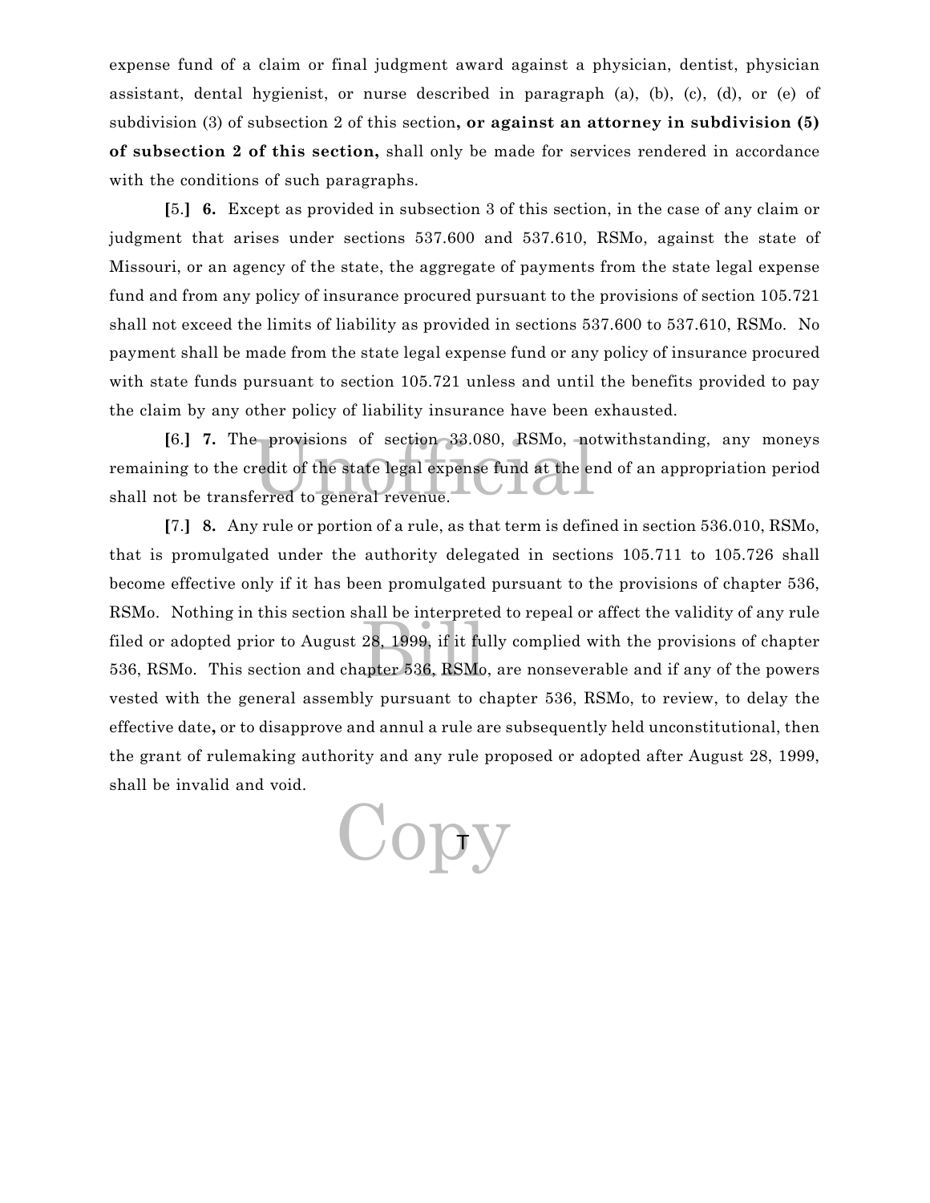expense fund of a claim or final judgment award against a physician, dentist, physician assistant, dental hygienist, or nurse described in paragraph (a), (b), (c), (d), or (e) of subdivision (3) of subsection 2 of this section**, or against an attorney in subdivision (5) of subsection 2 of this section,** shall only be made for services rendered in accordance with the conditions of such paragraphs.

**[**5.**] 6.** Except as provided in subsection 3 of this section, in the case of any claim or judgment that arises under sections 537.600 and 537.610, RSMo, against the state of Missouri, or an agency of the state, the aggregate of payments from the state legal expense fund and from any policy of insurance procured pursuant to the provisions of section 105.721 shall not exceed the limits of liability as provided in sections 537.600 to 537.610, RSMo. No payment shall be made from the state legal expense fund or any policy of insurance procured with state funds pursuant to section 105.721 unless and until the benefits provided to pay the claim by any other policy of liability insurance have been exhausted.

**[**6.**] 7.** The provisions of section 33.080, RSMo, notwithstanding, any moneys remaining to the credit of the state legal expense fund at the end of an appropriation period shall not be transferred to general revenue.

**[**7.**] 8.** Any rule or portion of a rule, as that term is defined in section 536.010, RSMo, that is promulgated under the authority delegated in sections 105.711 to 105.726 shall become effective only if it has been promulgated pursuant to the provisions of chapter 536, RSMo. Nothing in this section shall be interpreted to repeal or affect the validity of any rule filed or adopted prior to August 28, 1999, if it fully complied with the provisions of chapter 536, RSMo. This section and chapter 536, RSMo, are nonseverable and if any of the powers vested with the general assembly pursuant to chapter 536, RSMo, to review, to delay the effective date**,** or to disapprove and annul a rule are subsequently held unconstitutional, then the grant of rulemaking authority and any rule proposed or adopted after August 28, 1999, shall be invalid and void.

T